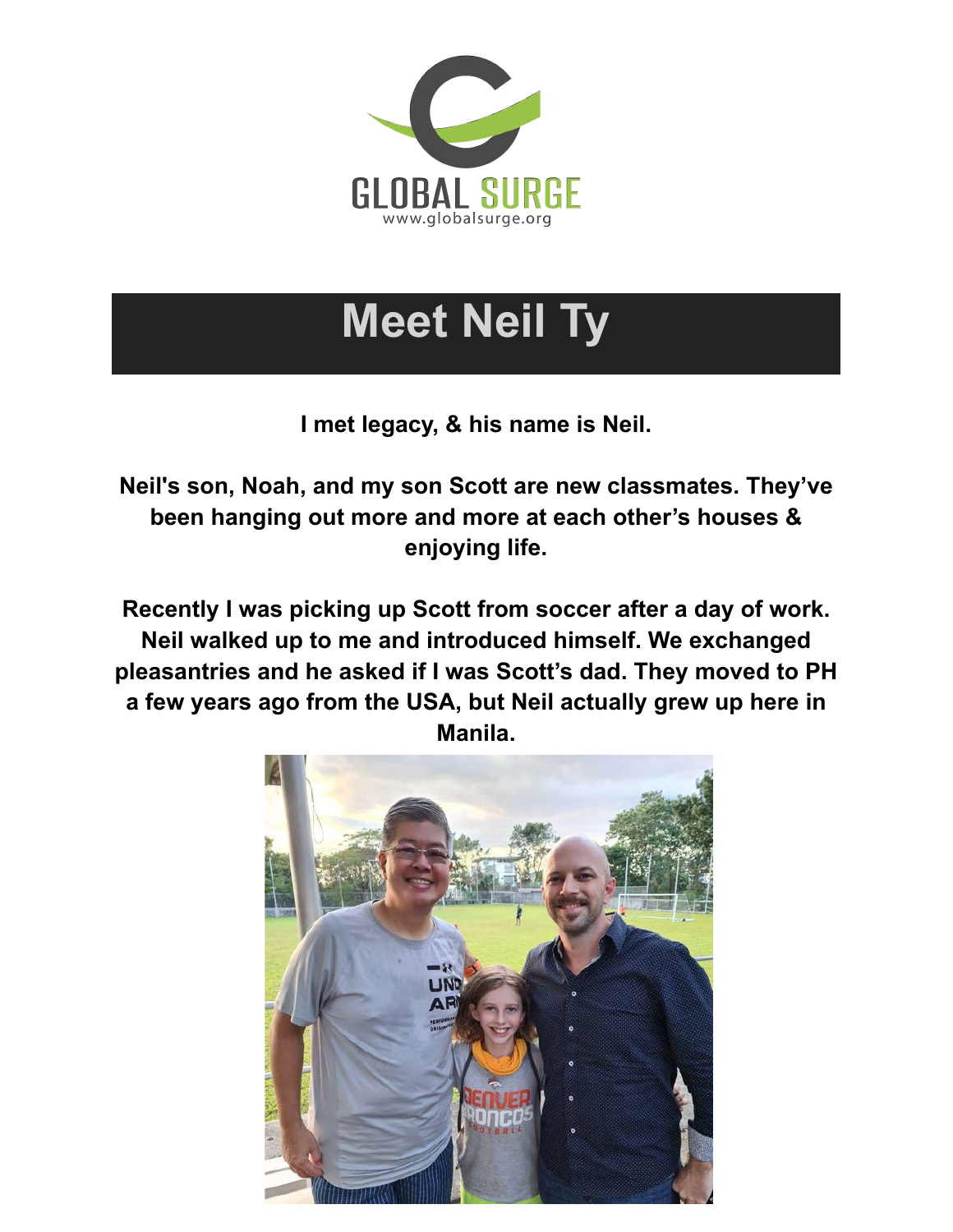GLOBAL SURGE
www.globalsurge.org

# Meet Neil Ty

**I met legacy, & his name is Neil.**

**Neil's son, Noah, and my son Scott are new classmates. They've been hanging out more and more at each other's houses & enjoying life.**

**Recently I was picking up Scott from soccer after a day of work. Neil walked up to me and introduced himself. We exchanged pleasantries and he asked if I was Scott's dad. They moved to PH a few years ago from the USA, but Neil actually grew up here in Manila.**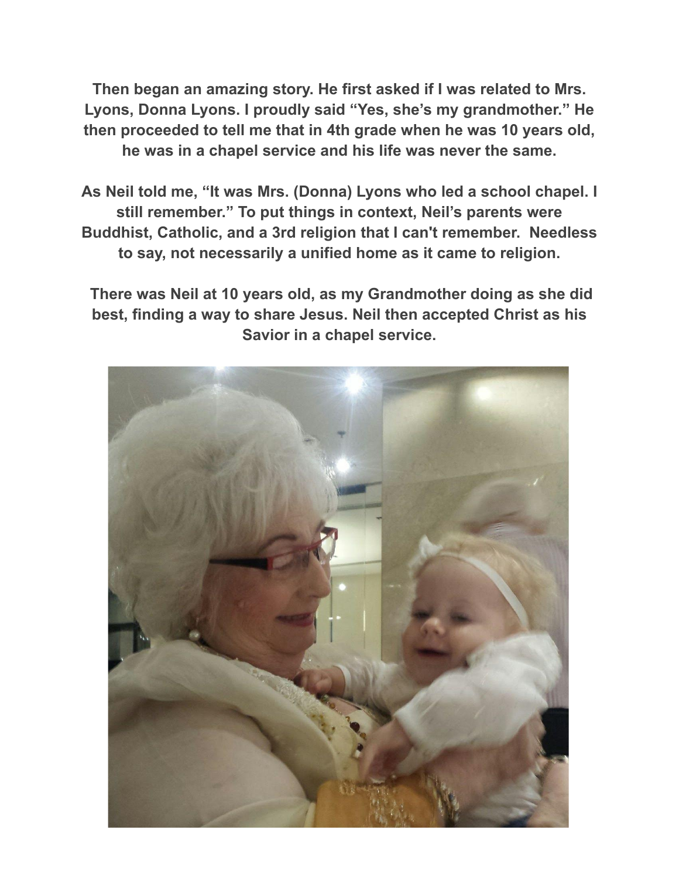**Then began an amazing story. He first asked if I was related to Mrs. Lyons, Donna Lyons. I proudly said "Yes, she's my grandmother." He then proceeded to tell me that in 4th grade when he was 10 years old, he was in a chapel service and his life was never the same.**

**As Neil told me, "It was Mrs. (Donna) Lyons who led a school chapel. I still remember." To put things in context, Neil's parents were Buddhist, Catholic, and a 3rd religion that I can't remember. Needless to say, not necessarily a unified home as it came to religion.**

**There was Neil at 10 years old, as my Grandmother doing as she did best, finding a way to share Jesus. Neil then accepted Christ as his Savior in a chapel service.**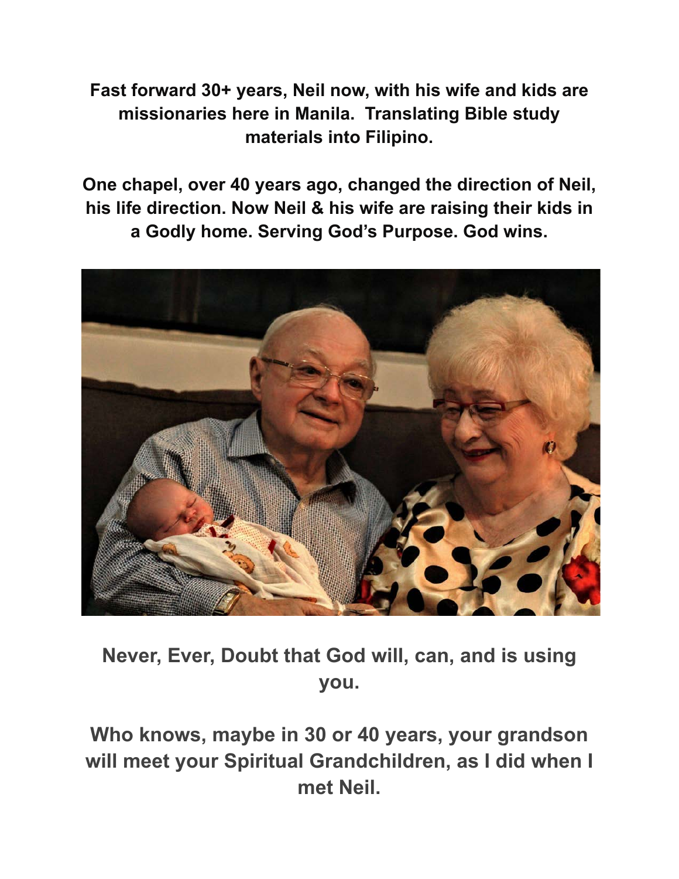**Fast forward 30+ years, Neil now, with his wife and kids are missionaries here in Manila. Translating Bible study materials into Filipino.**

**One chapel, over 40 years ago, changed the direction of Neil, his life direction. Now Neil & his wife are raising their kids in a Godly home. Serving God's Purpose. God wins.**

**Never, Ever, Doubt that God will, can, and is using you.**

**Who knows, maybe in 30 or 40 years, your grandson will meet your Spiritual Grandchildren, as I did when I met Neil.**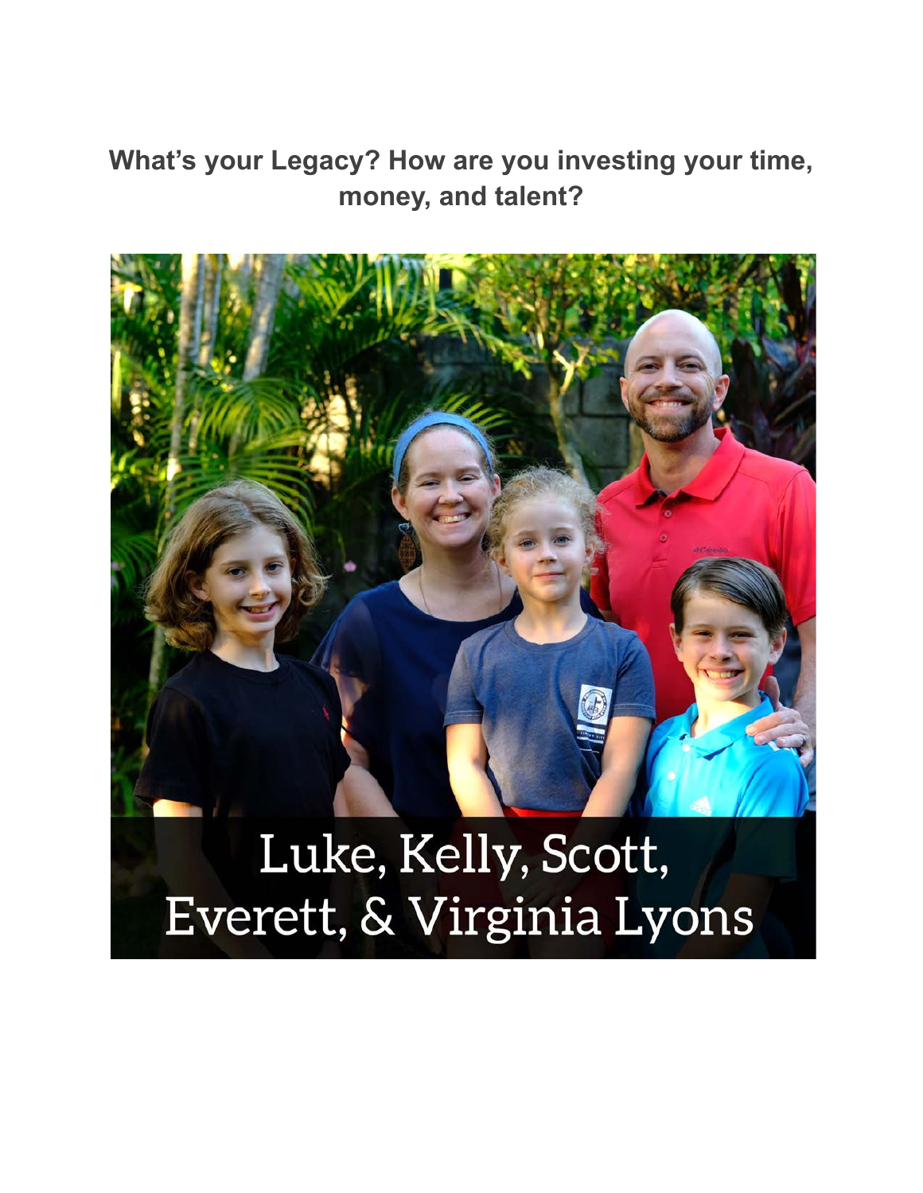**What's your Legacy? How are you investing your time, money, and talent?**

Luke, Kelly, Scott, Everett, & Virginia Lyons